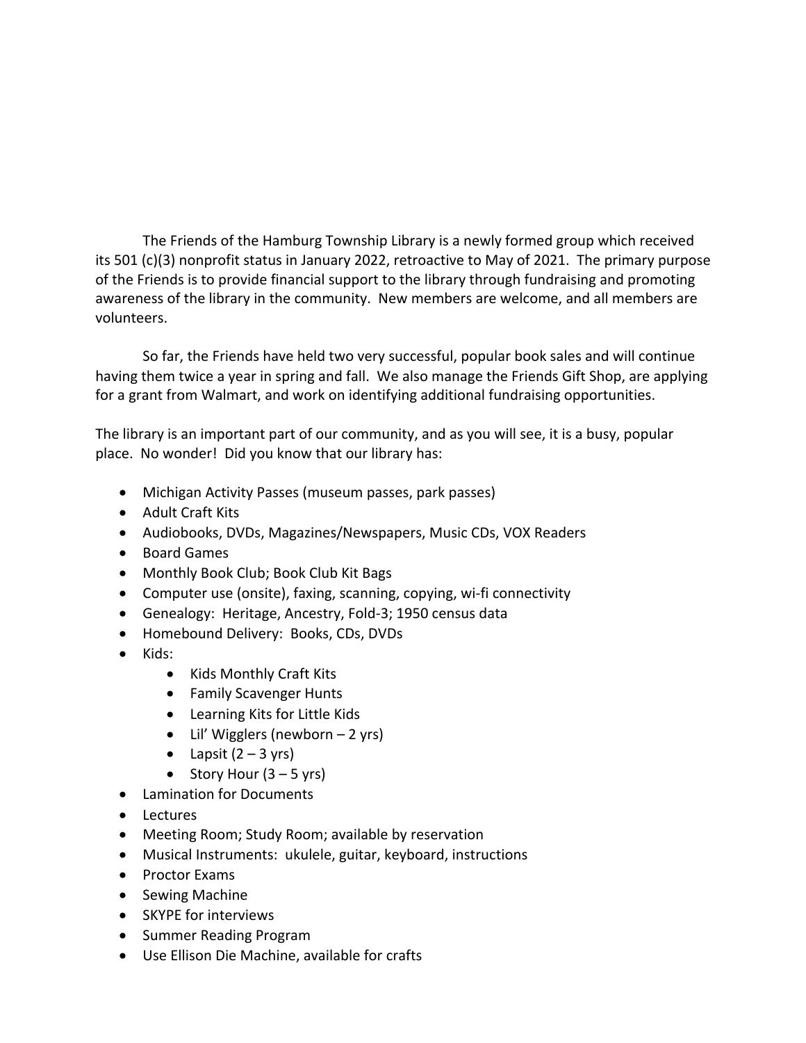The Friends of the Hamburg Township Library is a newly formed group which received its 501 (c)(3) nonprofit status in January 2022, retroactive to May of 2021. The primary purpose of the Friends is to provide financial support to the library through fundraising and promoting awareness of the library in the community. New members are welcome, and all members are volunteers.

So far, the Friends have held two very successful, popular book sales and will continue having them twice a year in spring and fall. We also manage the Friends Gift Shop, are applying for a grant from Walmart, and work on identifying additional fundraising opportunities.

The library is an important part of our community, and as you will see, it is a busy, popular place. No wonder! Did you know that our library has:

- Michigan Activity Passes (museum passes, park passes)
- Adult Craft Kits
- Audiobooks, DVDs, Magazines/Newspapers, Music CDs, VOX Readers
- Board Games
- Monthly Book Club; Book Club Kit Bags
- Computer use (onsite), faxing, scanning, copying, wi-fi connectivity
- Genealogy: Heritage, Ancestry, Fold-3; 1950 census data
- Homebound Delivery: Books, CDs, DVDs
- Kids:
    - Kids Monthly Craft Kits
    - Family Scavenger Hunts
    - Learning Kits for Little Kids
    - Lil' Wigglers (newborn – 2 yrs)
    - Lapsit (2 – 3 yrs)
    - Story Hour (3 – 5 yrs)
- Lamination for Documents
- Lectures
- Meeting Room; Study Room; available by reservation
- Musical Instruments: ukulele, guitar, keyboard, instructions
- Proctor Exams
- Sewing Machine
- SKYPE for interviews
- Summer Reading Program
- Use Ellison Die Machine, available for crafts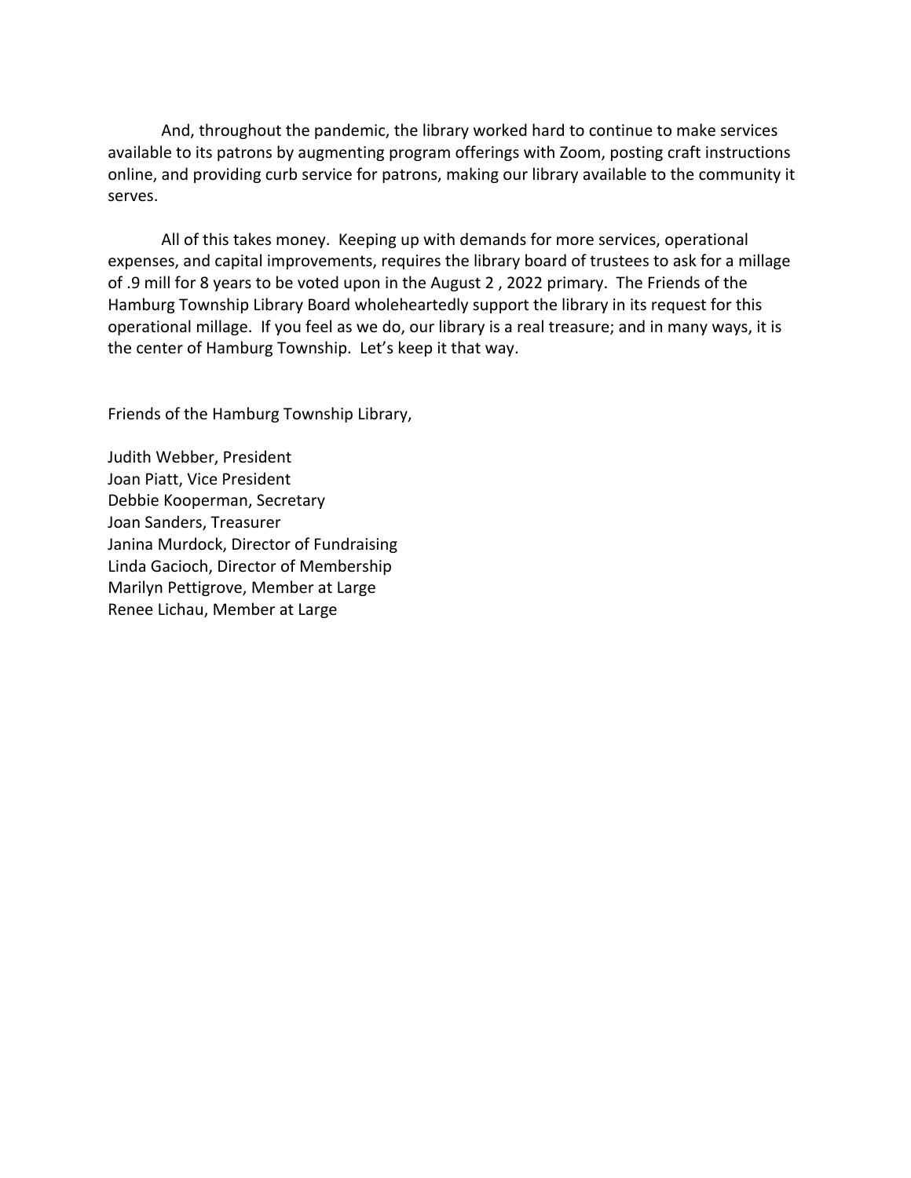And, throughout the pandemic, the library worked hard to continue to make services available to its patrons by augmenting program offerings with Zoom, posting craft instructions online, and providing curb service for patrons, making our library available to the community it serves.

All of this takes money. Keeping up with demands for more services, operational expenses, and capital improvements, requires the library board of trustees to ask for a millage of .9 mill for 8 years to be voted upon in the August 2 , 2022 primary. The Friends of the Hamburg Township Library Board wholeheartedly support the library in its request for this operational millage. If you feel as we do, our library is a real treasure; and in many ways, it is the center of Hamburg Township. Let's keep it that way.

Friends of the Hamburg Township Library,

Judith Webber, President  
Joan Piatt, Vice President  
Debbie Kooperman, Secretary  
Joan Sanders, Treasurer  
Janina Murdock, Director of Fundraising  
Linda Gacioch, Director of Membership  
Marilyn Pettigrove, Member at Large  
Renee Lichau, Member at Large